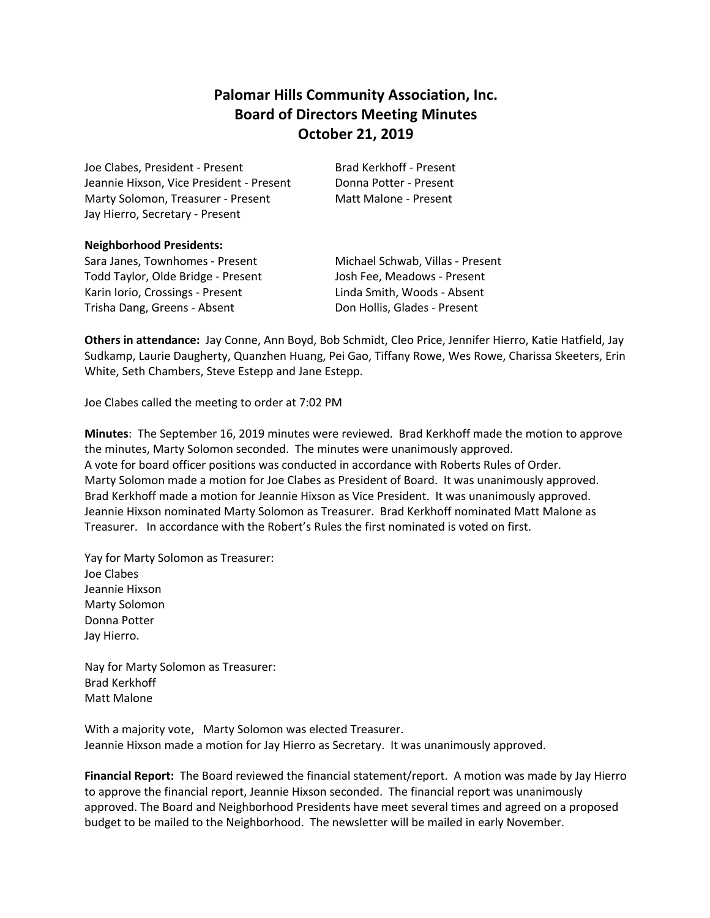# Palomar Hills Community Association, Inc.
## Board of Directors Meeting Minutes
## October 21, 2019

Joe Clabes, President - Present
Jeannie Hixson, Vice President - Present
Marty Solomon, Treasurer - Present
Jay Hierro, Secretary - Present
Brad Kerkhoff - Present
Donna Potter - Present
Matt Malone - Present

**Neighborhood Presidents:**

Sara Janes, Townhomes - Present
Todd Taylor, Olde Bridge - Present
Karin Iorio, Crossings - Present
Trisha Dang, Greens - Absent
Michael Schwab, Villas - Present
Josh Fee, Meadows - Present
Linda Smith, Woods - Absent
Don Hollis, Glades - Present

**Others in attendance:** Jay Conne, Ann Boyd, Bob Schmidt, Cleo Price, Jennifer Hierro, Katie Hatfield, Jay Sudkamp, Laurie Daugherty, Quanzhen Huang, Pei Gao, Tiffany Rowe, Wes Rowe, Charissa Skeeters, Erin White, Seth Chambers, Steve Estepp and Jane Estepp.

Joe Clabes called the meeting to order at 7:02 PM

**Minutes**: The September 16, 2019 minutes were reviewed. Brad Kerkhoff made the motion to approve the minutes, Marty Solomon seconded. The minutes were unanimously approved.
A vote for board officer positions was conducted in accordance with Roberts Rules of Order.
Marty Solomon made a motion for Joe Clabes as President of Board. It was unanimously approved.
Brad Kerkhoff made a motion for Jeannie Hixson as Vice President. It was unanimously approved.
Jeannie Hixson nominated Marty Solomon as Treasurer. Brad Kerkhoff nominated Matt Malone as Treasurer. In accordance with the Robert's Rules the first nominated is voted on first.

Yay for Marty Solomon as Treasurer:
Joe Clabes
Jeannie Hixson
Marty Solomon
Donna Potter
Jay Hierro.

Nay for Marty Solomon as Treasurer:
Brad Kerkhoff
Matt Malone

With a majority vote, Marty Solomon was elected Treasurer.
Jeannie Hixson made a motion for Jay Hierro as Secretary. It was unanimously approved.

**Financial Report:** The Board reviewed the financial statement/report. A motion was made by Jay Hierro to approve the financial report, Jeannie Hixson seconded. The financial report was unanimously approved. The Board and Neighborhood Presidents have meet several times and agreed on a proposed budget to be mailed to the Neighborhood. The newsletter will be mailed in early November.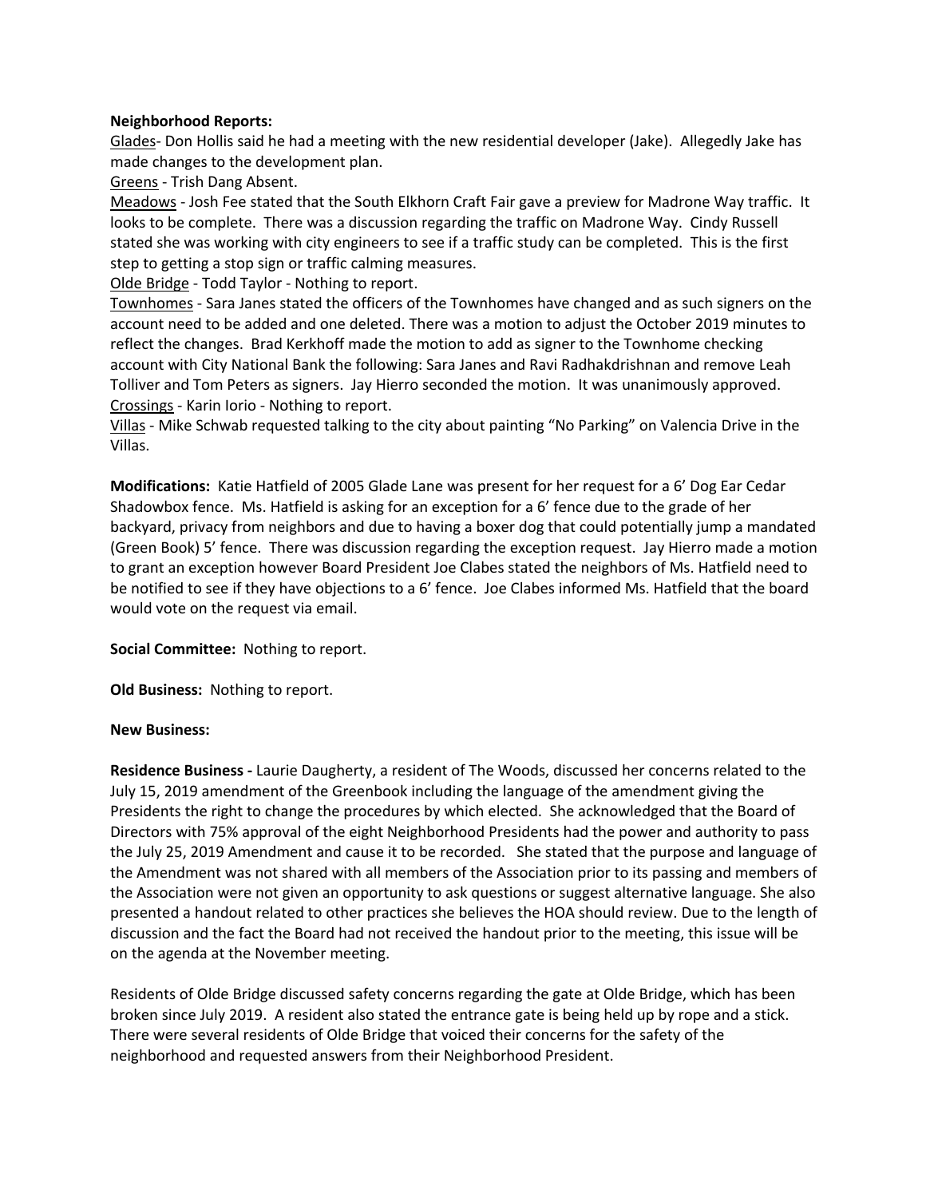**Neighborhood Reports:**

Glades- Don Hollis said he had a meeting with the new residential developer (Jake). Allegedly Jake has made changes to the development plan.

Greens - Trish Dang Absent.

Meadows - Josh Fee stated that the South Elkhorn Craft Fair gave a preview for Madrone Way traffic. It looks to be complete. There was a discussion regarding the traffic on Madrone Way. Cindy Russell stated she was working with city engineers to see if a traffic study can be completed. This is the first step to getting a stop sign or traffic calming measures.

Olde Bridge - Todd Taylor - Nothing to report.

Townhomes - Sara Janes stated the officers of the Townhomes have changed and as such signers on the account need to be added and one deleted. There was a motion to adjust the October 2019 minutes to reflect the changes. Brad Kerkhoff made the motion to add as signer to the Townhome checking account with City National Bank the following: Sara Janes and Ravi Radhakdrishnan and remove Leah Tolliver and Tom Peters as signers. Jay Hierro seconded the motion. It was unanimously approved.

Crossings - Karin Iorio - Nothing to report.

Villas - Mike Schwab requested talking to the city about painting "No Parking" on Valencia Drive in the Villas.

**Modifications:** Katie Hatfield of 2005 Glade Lane was present for her request for a 6' Dog Ear Cedar Shadowbox fence. Ms. Hatfield is asking for an exception for a 6' fence due to the grade of her backyard, privacy from neighbors and due to having a boxer dog that could potentially jump a mandated (Green Book) 5' fence. There was discussion regarding the exception request. Jay Hierro made a motion to grant an exception however Board President Joe Clabes stated the neighbors of Ms. Hatfield need to be notified to see if they have objections to a 6' fence. Joe Clabes informed Ms. Hatfield that the board would vote on the request via email.

**Social Committee:** Nothing to report.

**Old Business:** Nothing to report.

**New Business:**

**Residence Business -** Laurie Daugherty, a resident of The Woods, discussed her concerns related to the July 15, 2019 amendment of the Greenbook including the language of the amendment giving the Presidents the right to change the procedures by which elected. She acknowledged that the Board of Directors with 75% approval of the eight Neighborhood Presidents had the power and authority to pass the July 25, 2019 Amendment and cause it to be recorded. She stated that the purpose and language of the Amendment was not shared with all members of the Association prior to its passing and members of the Association were not given an opportunity to ask questions or suggest alternative language. She also presented a handout related to other practices she believes the HOA should review. Due to the length of discussion and the fact the Board had not received the handout prior to the meeting, this issue will be on the agenda at the November meeting.

Residents of Olde Bridge discussed safety concerns regarding the gate at Olde Bridge, which has been broken since July 2019. A resident also stated the entrance gate is being held up by rope and a stick. There were several residents of Olde Bridge that voiced their concerns for the safety of the neighborhood and requested answers from their Neighborhood President.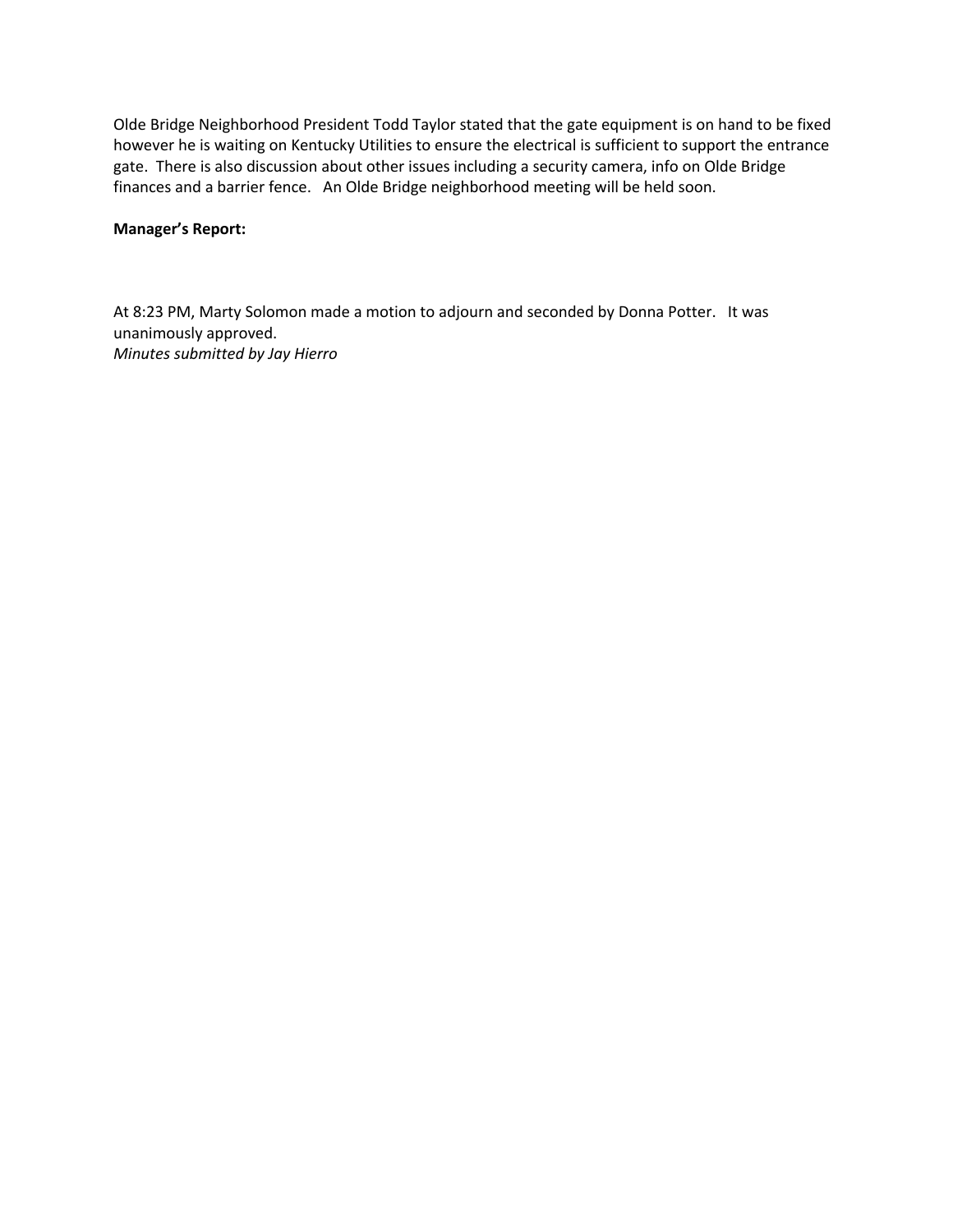Olde Bridge Neighborhood President Todd Taylor stated that the gate equipment is on hand to be fixed however he is waiting on Kentucky Utilities to ensure the electrical is sufficient to support the entrance gate. There is also discussion about other issues including a security camera, info on Olde Bridge finances and a barrier fence. An Olde Bridge neighborhood meeting will be held soon.

**Manager's Report:**

At 8:23 PM, Marty Solomon made a motion to adjourn and seconded by Donna Potter. It was unanimously approved.

*Minutes submitted by Jay Hierro*